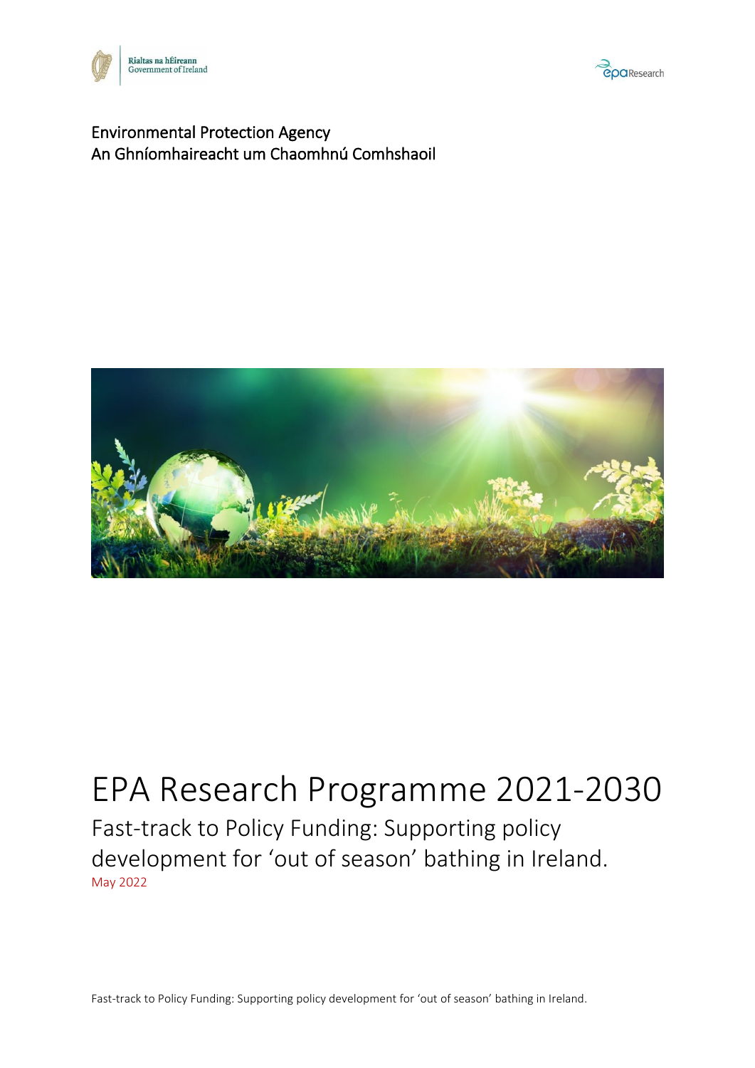Rialtas na hÉireann
Government of Ireland

epa Research

Environmental Protection Agency
An Ghníomhaireacht um Chaomhnú Comhshaoil

# EPA Research Programme 2021-2030

## Fast-track to Policy Funding: Supporting policy development for 'out of season' bathing in Ireland.

May 2022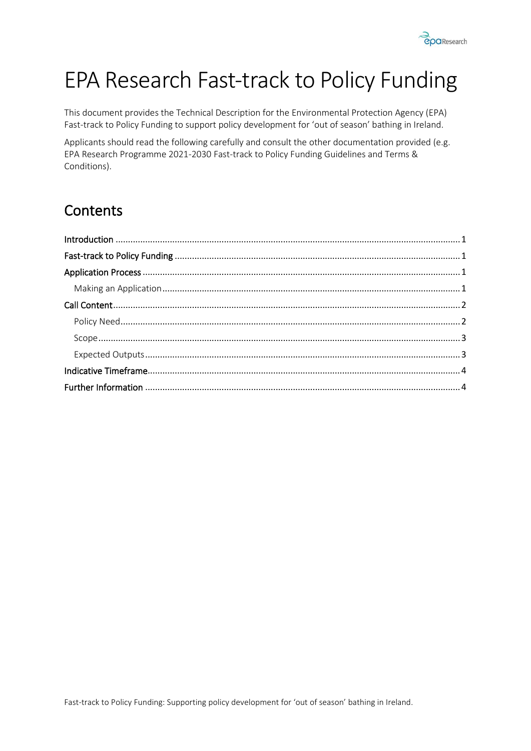# EPA Research Fast-track to Policy Funding

This document provides the Technical Description for the Environmental Protection Agency (EPA) Fast-track to Policy Funding to support policy development for 'out of season' bathing in Ireland.

Applicants should read the following carefully and consult the other documentation provided (e.g. EPA Research Programme 2021-2030 Fast-track to Policy Funding Guidelines and Terms & Conditions).

## Contents

- Introduction ..... 1
- Fast-track to Policy Funding ..... 1
- Application Process ..... 1
  - Making an Application ..... 1
- Call Content ..... 2
  - Policy Need ..... 2
  - Scope ..... 3
  - Expected Outputs ..... 3
- Indicative Timeframe ..... 4
- Further Information ..... 4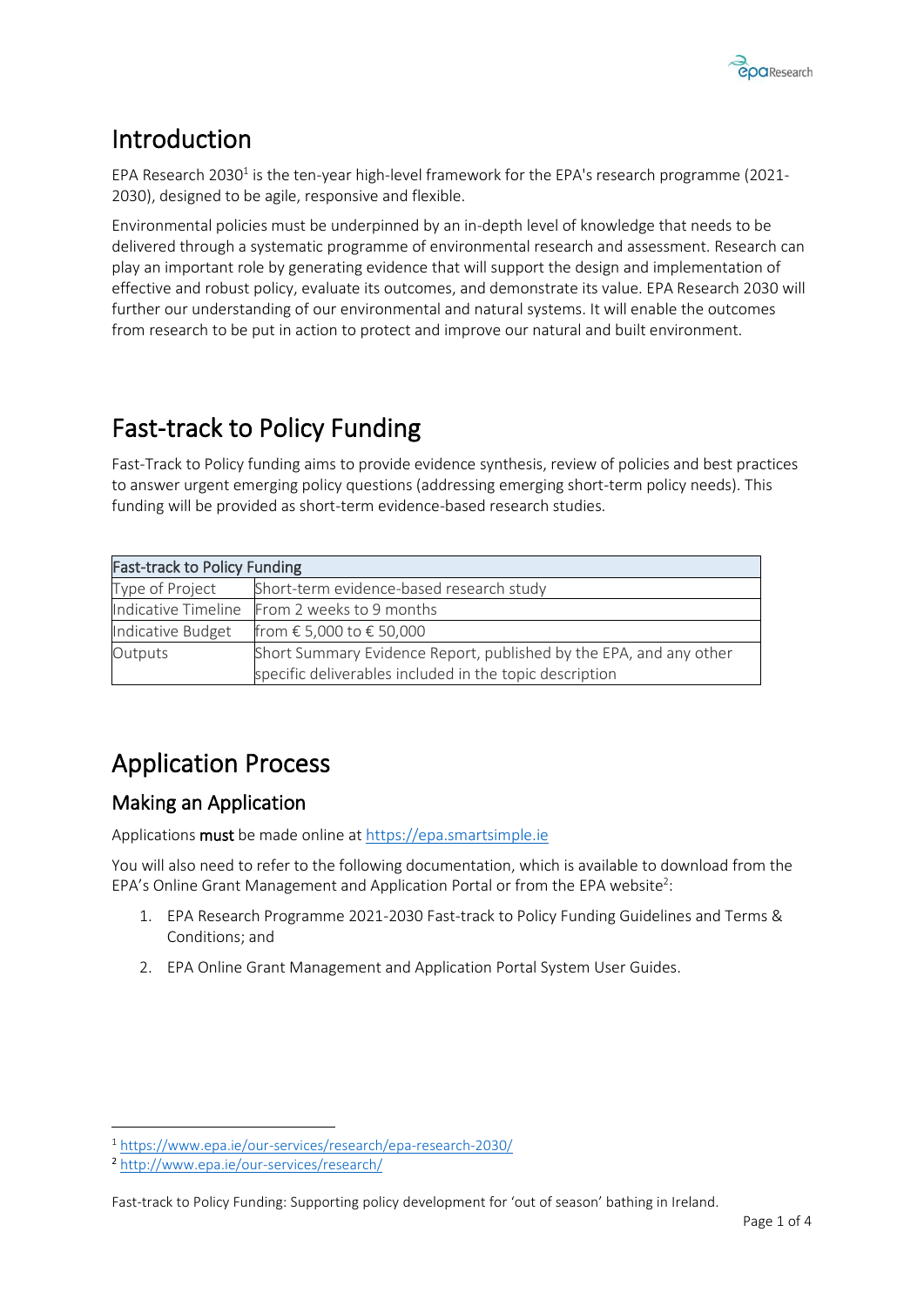# Introduction

EPA Research 2030[1] is the ten-year high-level framework for the EPA's research programme (2021-2030), designed to be agile, responsive and flexible.

Environmental policies must be underpinned by an in-depth level of knowledge that needs to be delivered through a systematic programme of environmental research and assessment. Research can play an important role by generating evidence that will support the design and implementation of effective and robust policy, evaluate its outcomes, and demonstrate its value. EPA Research 2030 will further our understanding of our environmental and natural systems. It will enable the outcomes from research to be put in action to protect and improve our natural and built environment.

# Fast-track to Policy Funding

Fast-Track to Policy funding aims to provide evidence synthesis, review of policies and best practices to answer urgent emerging policy questions (addressing emerging short-term policy needs). This funding will be provided as short-term evidence-based research studies.

| Fast-track to Policy Funding | |
|---|---|
| Type of Project | Short-term evidence-based research study |
| Indicative Timeline | From 2 weeks to 9 months |
| Indicative Budget | from € 5,000 to € 50,000 |
| Outputs | Short Summary Evidence Report, published by the EPA, and any other specific deliverables included in the topic description |

# Application Process

## Making an Application

Applications **must** be made online at https://epa.smartsimple.ie

You will also need to refer to the following documentation, which is available to download from the EPA's Online Grant Management and Application Portal or from the EPA website[2]:

1. EPA Research Programme 2021-2030 Fast-track to Policy Funding Guidelines and Terms & Conditions; and
2. EPA Online Grant Management and Application Portal System User Guides.

[1] https://www.epa.ie/our-services/research/epa-research-2030/
[2] http://www.epa.ie/our-services/research/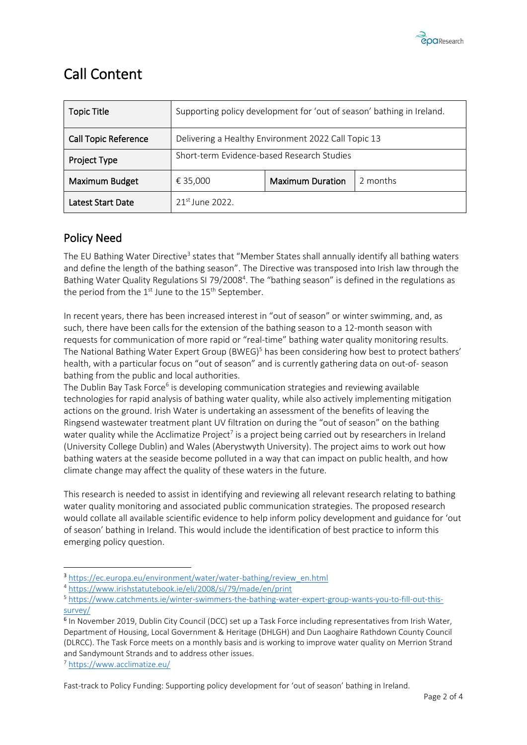# Call Content

| Topic Title | Supporting policy development for 'out of season' bathing in Ireland. | | |
| --- | --- | --- | --- |
| Call Topic Reference | Delivering a Healthy Environment 2022 Call Topic 13 | | |
| Project Type | Short-term Evidence-based Research Studies | | |
| Maximum Budget | € 35,000 | Maximum Duration | 2 months |
| Latest Start Date | 21st June 2022. | | |

## Policy Need

The EU Bathing Water Directive[3] states that "Member States shall annually identify all bathing waters and define the length of the bathing season". The Directive was transposed into Irish law through the Bathing Water Quality Regulations SI 79/2008[4]. The "bathing season" is defined in the regulations as the period from the 1st June to the 15th September.

In recent years, there has been increased interest in "out of season" or winter swimming, and, as such, there have been calls for the extension of the bathing season to a 12-month season with requests for communication of more rapid or "real-time" bathing water quality monitoring results. The National Bathing Water Expert Group (BWEG)[5] has been considering how best to protect bathers' health, with a particular focus on "out of season" and is currently gathering data on out-of- season bathing from the public and local authorities.

The Dublin Bay Task Force[6] is developing communication strategies and reviewing available technologies for rapid analysis of bathing water quality, while also actively implementing mitigation actions on the ground. Irish Water is undertaking an assessment of the benefits of leaving the Ringsend wastewater treatment plant UV filtration on during the "out of season" on the bathing water quality while the Acclimatize Project[7] is a project being carried out by researchers in Ireland (University College Dublin) and Wales (Aberystwyth University). The project aims to work out how bathing waters at the seaside become polluted in a way that can impact on public health, and how climate change may affect the quality of these waters in the future.

This research is needed to assist in identifying and reviewing all relevant research relating to bathing water quality monitoring and associated public communication strategies. The proposed research would collate all available scientific evidence to help inform policy development and guidance for 'out of season' bathing in Ireland. This would include the identification of best practice to inform this emerging policy question.

---

[3] https://ec.europa.eu/environment/water/water-bathing/review_en.html

[4] https://www.irishstatutebook.ie/eli/2008/si/79/made/en/print

[5] https://www.catchments.ie/winter-swimmers-the-bathing-water-expert-group-wants-you-to-fill-out-this-survey/

[6] In November 2019, Dublin City Council (DCC) set up a Task Force including representatives from Irish Water, Department of Housing, Local Government & Heritage (DHLGH) and Dun Laoghaire Rathdown County Council (DLRCC). The Task Force meets on a monthly basis and is working to improve water quality on Merrion Strand and Sandymount Strands and to address other issues.

[7] https://www.acclimatize.eu/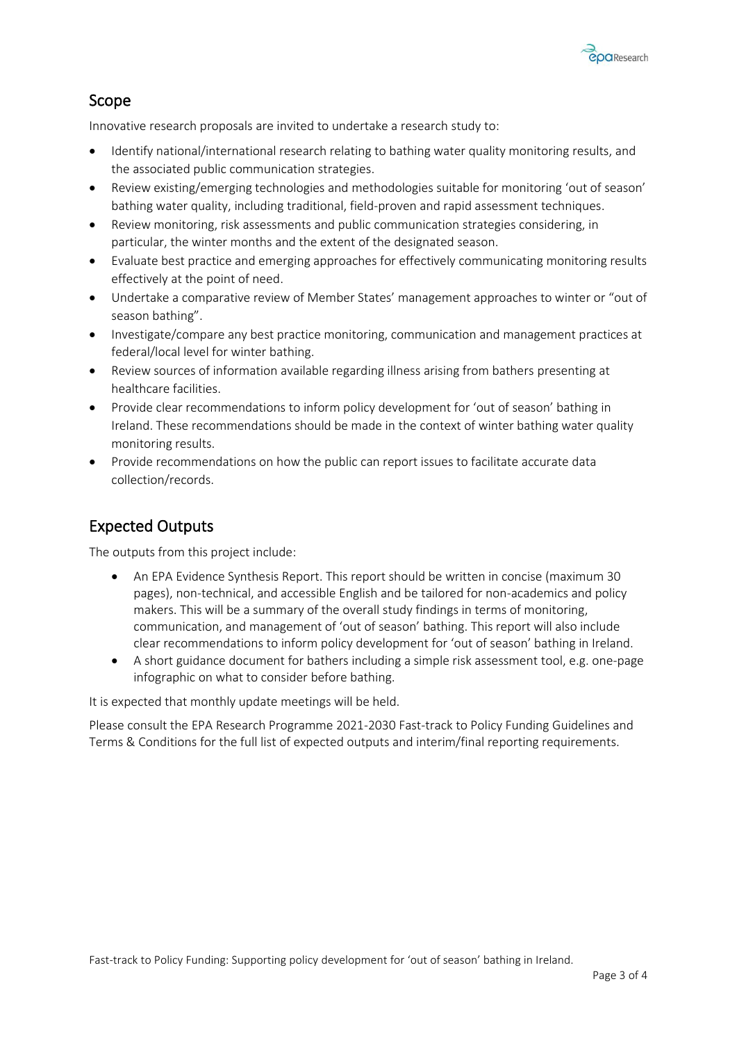## Scope

Innovative research proposals are invited to undertake a research study to:

- Identify national/international research relating to bathing water quality monitoring results, and the associated public communication strategies.
- Review existing/emerging technologies and methodologies suitable for monitoring 'out of season' bathing water quality, including traditional, field-proven and rapid assessment techniques.
- Review monitoring, risk assessments and public communication strategies considering, in particular, the winter months and the extent of the designated season.
- Evaluate best practice and emerging approaches for effectively communicating monitoring results effectively at the point of need.
- Undertake a comparative review of Member States' management approaches to winter or "out of season bathing".
- Investigate/compare any best practice monitoring, communication and management practices at federal/local level for winter bathing.
- Review sources of information available regarding illness arising from bathers presenting at healthcare facilities.
- Provide clear recommendations to inform policy development for 'out of season' bathing in Ireland. These recommendations should be made in the context of winter bathing water quality monitoring results.
- Provide recommendations on how the public can report issues to facilitate accurate data collection/records.

## Expected Outputs

The outputs from this project include:

- An EPA Evidence Synthesis Report. This report should be written in concise (maximum 30 pages), non-technical, and accessible English and be tailored for non-academics and policy makers. This will be a summary of the overall study findings in terms of monitoring, communication, and management of 'out of season' bathing. This report will also include clear recommendations to inform policy development for 'out of season' bathing in Ireland.
- A short guidance document for bathers including a simple risk assessment tool, e.g. one-page infographic on what to consider before bathing.

It is expected that monthly update meetings will be held.

Please consult the EPA Research Programme 2021-2030 Fast-track to Policy Funding Guidelines and Terms & Conditions for the full list of expected outputs and interim/final reporting requirements.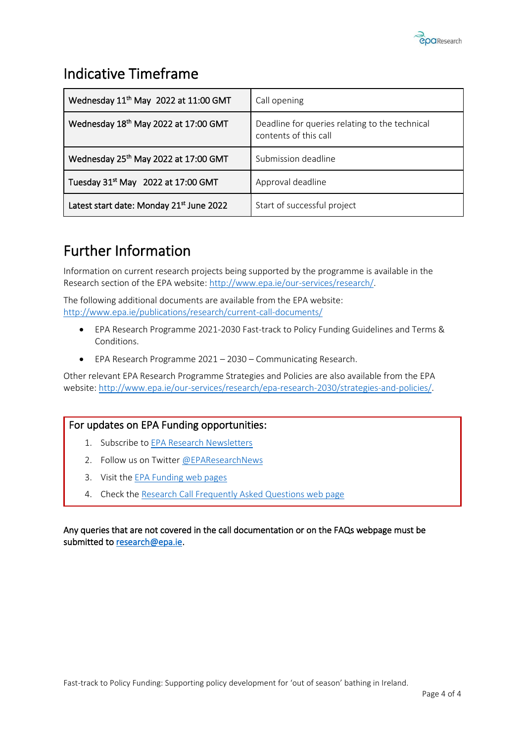## Indicative Timeframe

| | |
|---|---|
| Wednesday 11th May 2022 at 11:00 GMT | Call opening |
| Wednesday 18th May 2022 at 17:00 GMT | Deadline for queries relating to the technical contents of this call |
| Wednesday 25th May 2022 at 17:00 GMT | Submission deadline |
| Tuesday 31st May 2022 at 17:00 GMT | Approval deadline |
| Latest start date: Monday 21st June 2022 | Start of successful project |

## Further Information

Information on current research projects being supported by the programme is available in the Research section of the EPA website: http://www.epa.ie/our-services/research/.

The following additional documents are available from the EPA website: http://www.epa.ie/publications/research/current-call-documents/

- EPA Research Programme 2021-2030 Fast-track to Policy Funding Guidelines and Terms & Conditions.
- EPA Research Programme 2021 – 2030 – Communicating Research.

Other relevant EPA Research Programme Strategies and Policies are also available from the EPA website: http://www.epa.ie/our-services/research/epa-research-2030/strategies-and-policies/.

### For updates on EPA Funding opportunities:

1. Subscribe to EPA Research Newsletters
2. Follow us on Twitter @EPAResearchNews
3. Visit the EPA Funding web pages
4. Check the Research Call Frequently Asked Questions web page

**Any queries that are not covered in the call documentation or on the FAQs webpage must be submitted to research@epa.ie.**